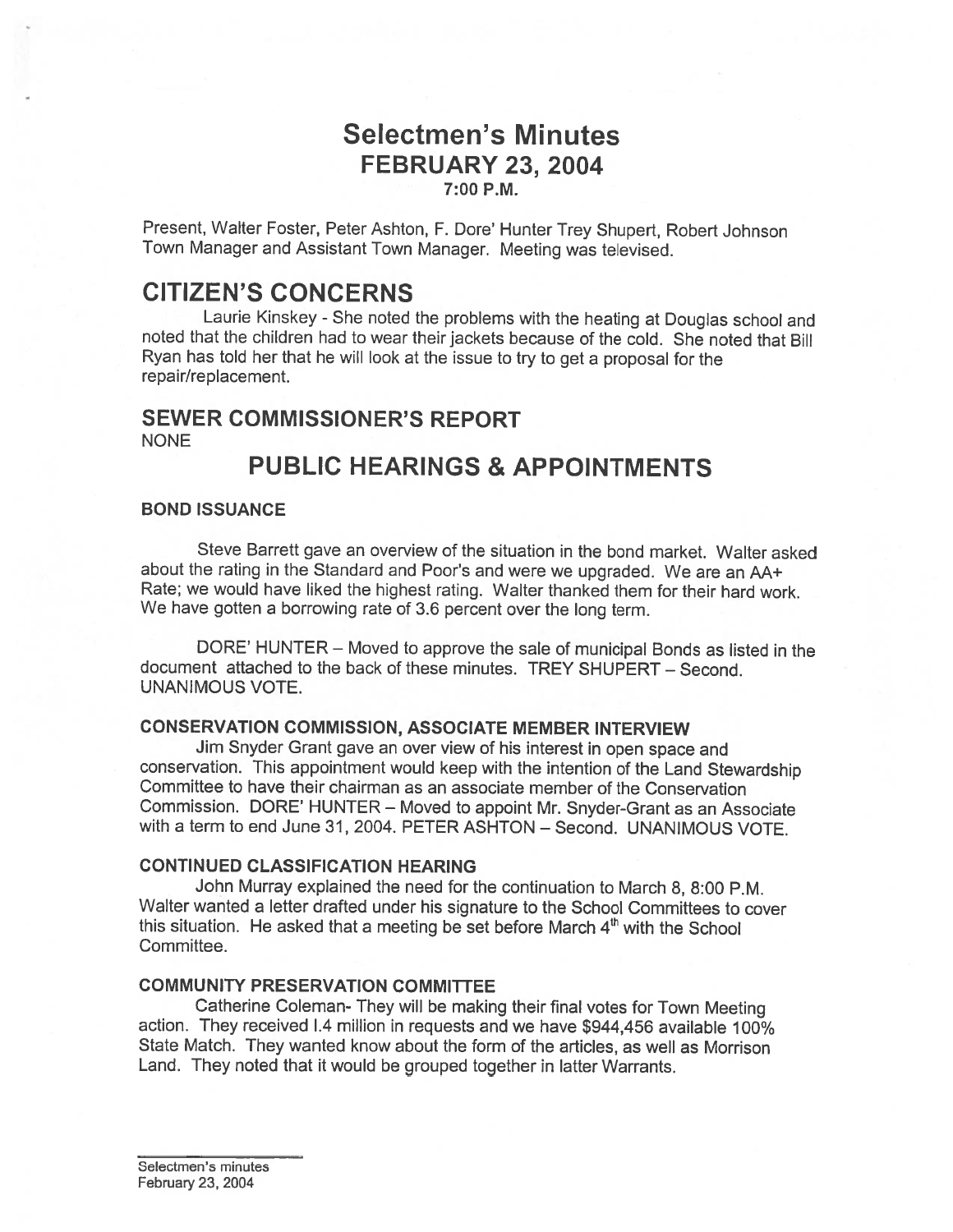# Selectmen's Minutes
## FEBRUARY 23, 2004
### 7:00 P.M.

Present, Walter Foster, Peter Ashton, F. Dore' Hunter Trey Shupert, Robert Johnson Town Manager and Assistant Town Manager. Meeting was televised.

## CITIZEN'S CONCERNS

Laurie Kinskey - She noted the problems with the heating at Douglas school and noted that the children had to wear their jackets because of the cold. She noted that Bill Ryan has told her that he will look at the issue to try to get a proposal for the repair/replacement.

## SEWER COMMISSIONER'S REPORT

NONE

## PUBLIC HEARINGS & APPOINTMENTS

### BOND ISSUANCE

Steve Barrett gave an overview of the situation in the bond market. Walter asked about the rating in the Standard and Poor's and were we upgraded. We are an AA+ Rate; we would have liked the highest rating. Walter thanked them for their hard work. We have gotten a borrowing rate of 3.6 percent over the long term.

DORE' HUNTER – Moved to approve the sale of municipal Bonds as listed in the document attached to the back of these minutes. TREY SHUPERT – Second. UNANIMOUS VOTE.

### CONSERVATION COMMISSION, ASSOCIATE MEMBER INTERVIEW

Jim Snyder Grant gave an over view of his interest in open space and conservation. This appointment would keep with the intention of the Land Stewardship Committee to have their chairman as an associate member of the Conservation Commission. DORE' HUNTER – Moved to appoint Mr. Snyder-Grant as an Associate with a term to end June 31, 2004. PETER ASHTON – Second. UNANIMOUS VOTE.

### CONTINUED CLASSIFICATION HEARING

John Murray explained the need for the continuation to March 8, 8:00 P.M. Walter wanted a letter drafted under his signature to the School Committees to cover this situation. He asked that a meeting be set before March 4th with the School Committee.

### COMMUNITY PRESERVATION COMMITTEE

Catherine Coleman- They will be making their final votes for Town Meeting action. They received l.4 million in requests and we have $944,456 available 100% State Match. They wanted know about the form of the articles, as well as Morrison Land. They noted that it would be grouped together in latter Warrants.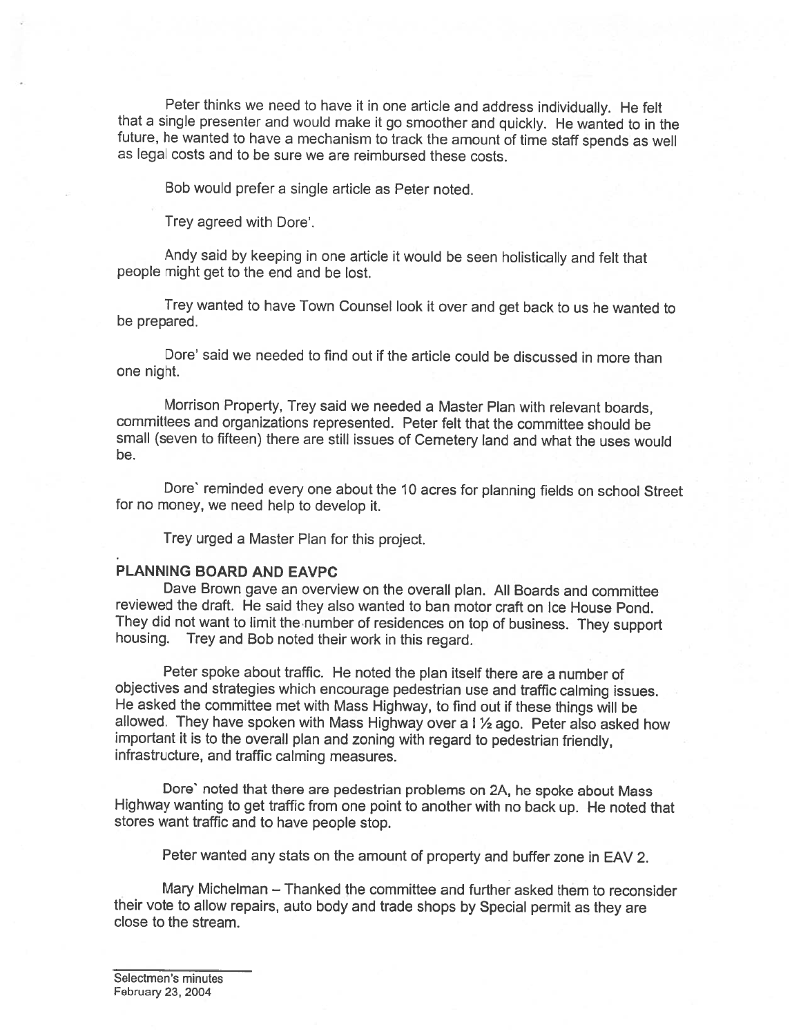Peter thinks we need to have it in one article and address individually. He felt that a single presenter and would make it go smoother and quickly. He wanted to in the future, he wanted to have a mechanism to track the amount of time staff spends as well as legal costs and to be sure we are reimbursed these costs.

Bob would prefer a single article as Peter noted.

Trey agreed with Dore'.

Andy said by keeping in one article it would be seen holistically and felt that people might get to the end and be lost.

Trey wanted to have Town Counsel look it over and get back to us he wanted to be prepared.

Dore' said we needed to find out if the article could be discussed in more than one night.

Morrison Property, Trey said we needed a Master Plan with relevant boards, committees and organizations represented. Peter felt that the committee should be small (seven to fifteen) there are still issues of Cemetery land and what the uses would be.

Dore` reminded every one about the 10 acres for planning fields on school Street for no money, we need help to develop it.

Trey urged a Master Plan for this project.

**PLANNING BOARD AND EAVPC**

Dave Brown gave an overview on the overall plan. All Boards and committee reviewed the draft. He said they also wanted to ban motor craft on Ice House Pond. They did not want to limit the number of residences on top of business. They support housing. Trey and Bob noted their work in this regard.

Peter spoke about traffic. He noted the plan itself there are a number of objectives and strategies which encourage pedestrian use and traffic calming issues. He asked the committee met with Mass Highway, to find out if these things will be allowed. They have spoken with Mass Highway over a I ½ ago. Peter also asked how important it is to the overall plan and zoning with regard to pedestrian friendly, infrastructure, and traffic calming measures.

Dore` noted that there are pedestrian problems on 2A, he spoke about Mass Highway wanting to get traffic from one point to another with no back up. He noted that stores want traffic and to have people stop.

Peter wanted any stats on the amount of property and buffer zone in EAV 2.

Mary Michelman – Thanked the committee and further asked them to reconsider their vote to allow repairs, auto body and trade shops by Special permit as they are close to the stream.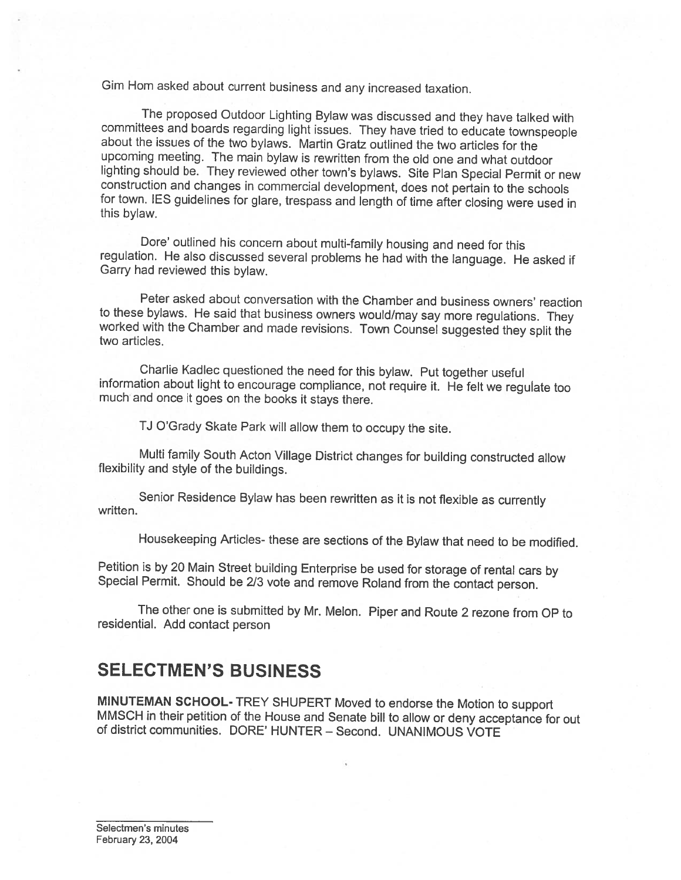Gim Hom asked about current business and any increased taxation.

The proposed Outdoor Lighting Bylaw was discussed and they have talked with committees and boards regarding light issues. They have tried to educate townspeople about the issues of the two bylaws. Martin Gratz outlined the two articles for the upcoming meeting. The main bylaw is rewritten from the old one and what outdoor lighting should be. They reviewed other town's bylaws. Site Plan Special Permit or new construction and changes in commercial development, does not pertain to the schools for town. IES guidelines for glare, trespass and length of time after closing were used in this bylaw.

Dore' outlined his concern about multi-family housing and need for this regulation. He also discussed several problems he had with the language. He asked if Garry had reviewed this bylaw.

Peter asked about conversation with the Chamber and business owners' reaction to these bylaws. He said that business owners would/may say more regulations. They worked with the Chamber and made revisions. Town Counsel suggested they split the two articles.

Charlie Kadlec questioned the need for this bylaw. Put together useful information about light to encourage compliance, not require it. He felt we regulate too much and once it goes on the books it stays there.

TJ O'Grady Skate Park will allow them to occupy the site.

Multi family South Acton Village District changes for building constructed allow flexibility and style of the buildings.

Senior Residence Bylaw has been rewritten as it is not flexible as currently written.

Housekeeping Articles- these are sections of the Bylaw that need to be modified.

Petition is by 20 Main Street building Enterprise be used for storage of rental cars by Special Permit. Should be 2/3 vote and remove Roland from the contact person.

The other one is submitted by Mr. Melon. Piper and Route 2 rezone from OP to residential. Add contact person

## SELECTMEN'S BUSINESS

**MINUTEMAN SCHOOL-** TREY SHUPERT Moved to endorse the Motion to support MMSCH in their petition of the House and Senate bill to allow or deny acceptance for out of district communities. DORE' HUNTER – Second. UNANIMOUS VOTE

Selectmen's minutes
February 23, 2004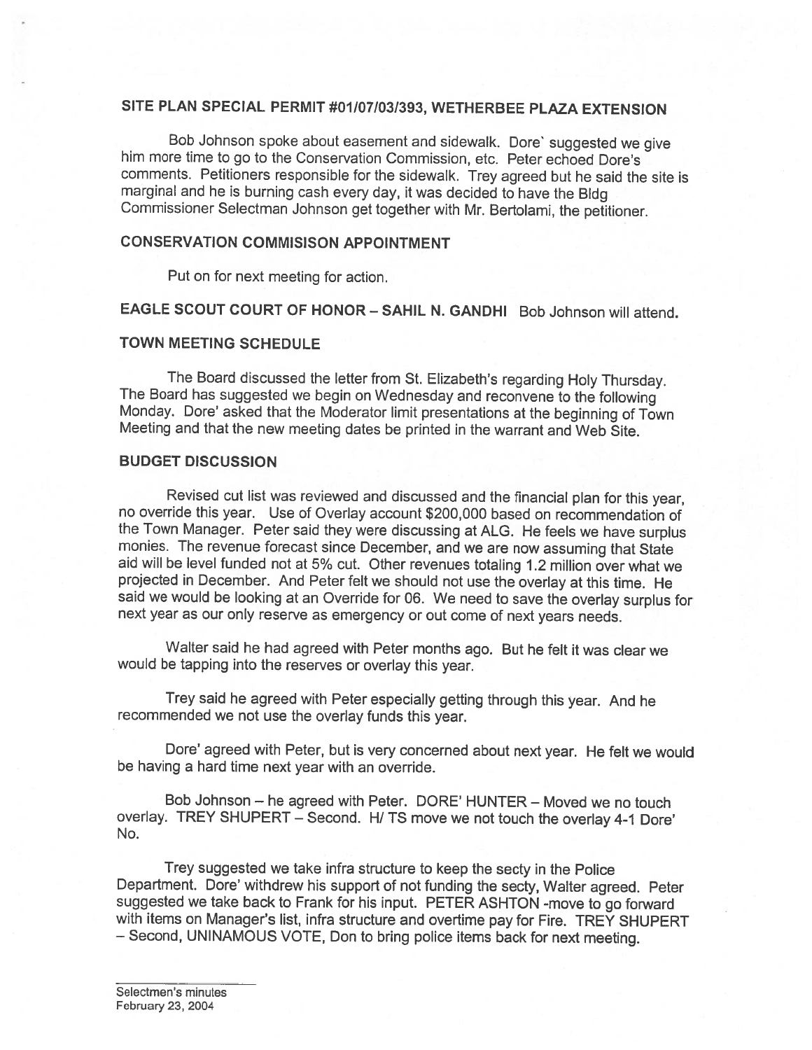## SITE PLAN SPECIAL PERMIT #01/07/03/393, WETHERBEE PLAZA EXTENSION

Bob Johnson spoke about easement and sidewalk. Dore` suggested we give him more time to go to the Conservation Commission, etc. Peter echoed Dore's comments. Petitioners responsible for the sidewalk. Trey agreed but he said the site is marginal and he is burning cash every day, it was decided to have the Bldg Commissioner Selectman Johnson get together with Mr. Bertolami, the petitioner.

## CONSERVATION COMMISISON APPOINTMENT

Put on for next meeting for action.

## EAGLE SCOUT COURT OF HONOR – SAHIL N. GANDHI Bob Johnson will attend.

## TOWN MEETING SCHEDULE

The Board discussed the letter from St. Elizabeth's regarding Holy Thursday. The Board has suggested we begin on Wednesday and reconvene to the following Monday. Dore' asked that the Moderator limit presentations at the beginning of Town Meeting and that the new meeting dates be printed in the warrant and Web Site.

## BUDGET DISCUSSION

Revised cut list was reviewed and discussed and the financial plan for this year, no override this year. Use of Overlay account $200,000 based on recommendation of the Town Manager. Peter said they were discussing at ALG. He feels we have surplus monies. The revenue forecast since December, and we are now assuming that State aid will be level funded not at 5% cut. Other revenues totaling 1.2 million over what we projected in December. And Peter felt we should not use the overlay at this time. He said we would be looking at an Override for 06. We need to save the overlay surplus for next year as our only reserve as emergency or out come of next years needs.

Walter said he had agreed with Peter months ago. But he felt it was clear we would be tapping into the reserves or overlay this year.

Trey said he agreed with Peter especially getting through this year. And he recommended we not use the overlay funds this year.

Dore' agreed with Peter, but is very concerned about next year. He felt we would be having a hard time next year with an override.

Bob Johnson – he agreed with Peter. DORE' HUNTER – Moved we no touch overlay. TREY SHUPERT – Second. H/ TS move we not touch the overlay 4-1 Dore' No.

Trey suggested we take infra structure to keep the secty in the Police Department. Dore' withdrew his support of not funding the secty, Walter agreed. Peter suggested we take back to Frank for his input. PETER ASHTON -move to go forward with items on Manager's list, infra structure and overtime pay for Fire. TREY SHUPERT – Second, UNINAMOUS VOTE, Don to bring police items back for next meeting.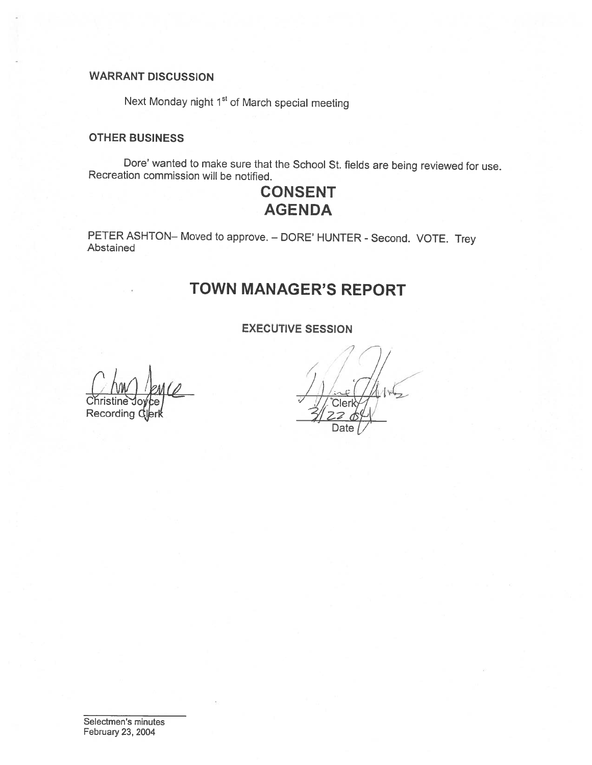**WARRANT DISCUSSION**

Next Monday night 1st of March special meeting

**OTHER BUSINESS**

Dore' wanted to make sure that the School St. fields are being reviewed for use. Recreation commission will be notified.

## CONSENT AGENDA

PETER ASHTON– Moved to approve. – DORE' HUNTER - Second. VOTE. Trey Abstained

## TOWN MANAGER'S REPORT

**EXECUTIVE SESSION**

Christine Joyce
Recording Clerk

Clerk

3/22/04
Date

Selectmen's minutes
February 23, 2004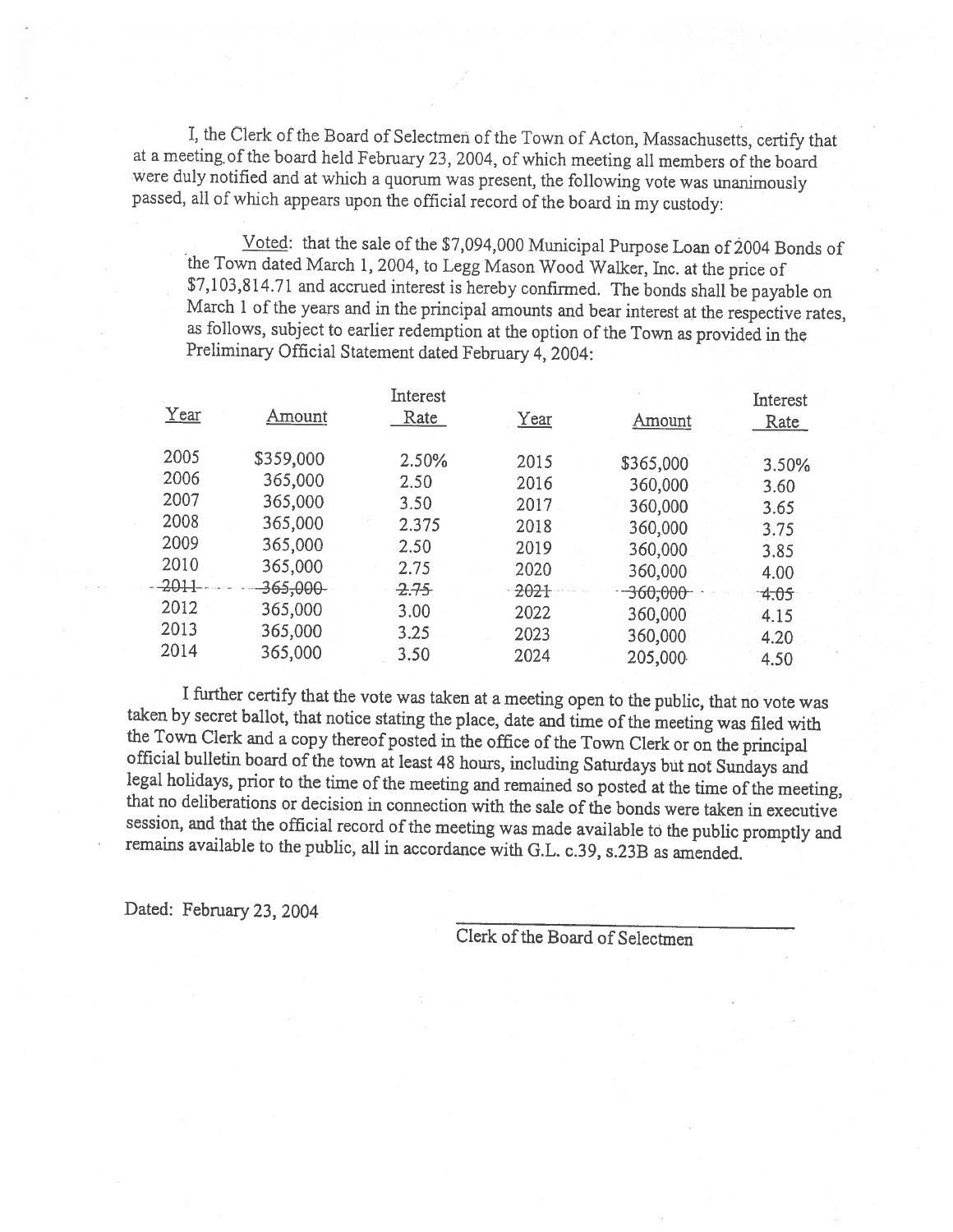I, the Clerk of the Board of Selectmen of the Town of Acton, Massachusetts, certify that at a meeting of the board held February 23, 2004, of which meeting all members of the board were duly notified and at which a quorum was present, the following vote was unanimously passed, all of which appears upon the official record of the board in my custody:

> Voted: that the sale of the $7,094,000 Municipal Purpose Loan of 2004 Bonds of the Town dated March 1, 2004, to Legg Mason Wood Walker, Inc. at the price of $7,103,814.71 and accrued interest is hereby confirmed. The bonds shall be payable on March 1 of the years and in the principal amounts and bear interest at the respective rates, as follows, subject to earlier redemption at the option of the Town as provided in the Preliminary Official Statement dated February 4, 2004:

| Year | Amount | Interest Rate | Year | Amount | Interest Rate |
|---|---|---|---|---|---|
| 2005 | $359,000 | 2.50% | 2015 | $365,000 | 3.50% |
| 2006 | 365,000 | 2.50 | 2016 | 360,000 | 3.60 |
| 2007 | 365,000 | 3.50 | 2017 | 360,000 | 3.65 |
| 2008 | 365,000 | 2.375 | 2018 | 360,000 | 3.75 |
| 2009 | 365,000 | 2.50 | 2019 | 360,000 | 3.85 |
| 2010 | 365,000 | 2.75 | 2020 | 360,000 | 4.00 |
| ~~2011~~ | ~~365,000~~ | ~~2.75~~ | ~~2021~~ | ~~360,000~~ | ~~4.05~~ |
| 2012 | 365,000 | 3.00 | 2022 | 360,000 | 4.15 |
| 2013 | 365,000 | 3.25 | 2023 | 360,000 | 4.20 |
| 2014 | 365,000 | 3.50 | 2024 | 205,000 | 4.50 |

I further certify that the vote was taken at a meeting open to the public, that no vote was taken by secret ballot, that notice stating the place, date and time of the meeting was filed with the Town Clerk and a copy thereof posted in the office of the Town Clerk or on the principal official bulletin board of the town at least 48 hours, including Saturdays but not Sundays and legal holidays, prior to the time of the meeting and remained so posted at the time of the meeting, that no deliberations or decision in connection with the sale of the bonds were taken in executive session, and that the official record of the meeting was made available to the public promptly and remains available to the public, all in accordance with G.L. c.39, s.23B as amended.

Dated: February 23, 2004

\_\_\_\_\_\_\_\_\_\_\_\_\_\_\_\_\_\_\_\_\_\_\_\_\_\_\_\_\_\_
Clerk of the Board of Selectmen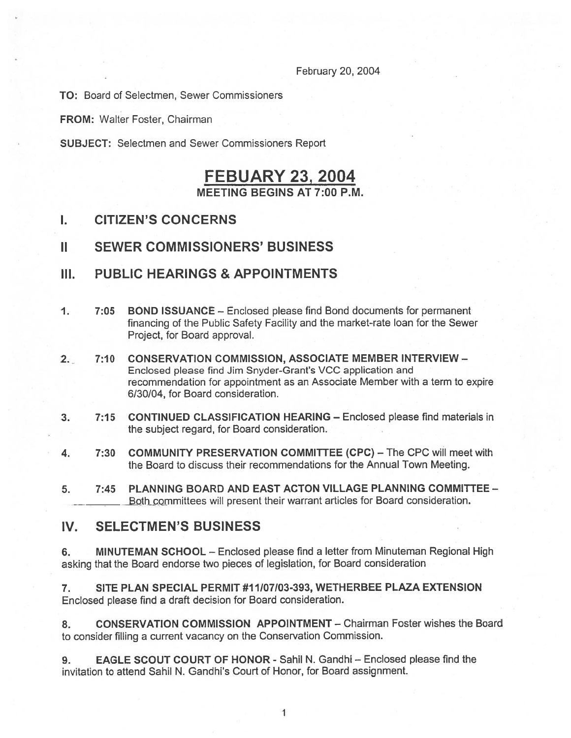February 20, 2004

**TO:** Board of Selectmen, Sewer Commissioners

**FROM:** Walter Foster, Chairman

**SUBJECT:** Selectmen and Sewer Commissioners Report

# FEBUARY 23, 2004

**MEETING BEGINS AT 7:00 P.M.**

## I. CITIZEN'S CONCERNS

## II SEWER COMMISSIONERS' BUSINESS

## III. PUBLIC HEARINGS & APPOINTMENTS

1. **7:05 BOND ISSUANCE** – Enclosed please find Bond documents for permanent financing of the Public Safety Facility and the market-rate loan for the Sewer Project, for Board approval.

2. **7:10 CONSERVATION COMMISSION, ASSOCIATE MEMBER INTERVIEW** – Enclosed please find Jim Snyder-Grant's VCC application and recommendation for appointment as an Associate Member with a term to expire 6/30/04, for Board consideration.

3. **7:15 CONTINUED CLASSIFICATION HEARING** – Enclosed please find materials in the subject regard, for Board consideration.

4. **7:30 COMMUNITY PRESERVATION COMMITTEE (CPC)** – The CPC will meet with the Board to discuss their recommendations for the Annual Town Meeting.

5. **7:45 PLANNING BOARD AND EAST ACTON VILLAGE PLANNING COMMITTEE** – Both committees will present their warrant articles for Board consideration.

## IV. SELECTMEN'S BUSINESS

6. **MINUTEMAN SCHOOL** – Enclosed please find a letter from Minuteman Regional High asking that the Board endorse two pieces of legislation, for Board consideration

7. **SITE PLAN SPECIAL PERMIT #11/07/03-393, WETHERBEE PLAZA EXTENSION** Enclosed please find a draft decision for Board consideration.

8. **CONSERVATION COMMISSION APPOINTMENT** – Chairman Foster wishes the Board to consider filling a current vacancy on the Conservation Commission.

9. **EAGLE SCOUT COURT OF HONOR** - Sahil N. Gandhi – Enclosed please find the invitation to attend Sahil N. Gandhi's Court of Honor, for Board assignment.